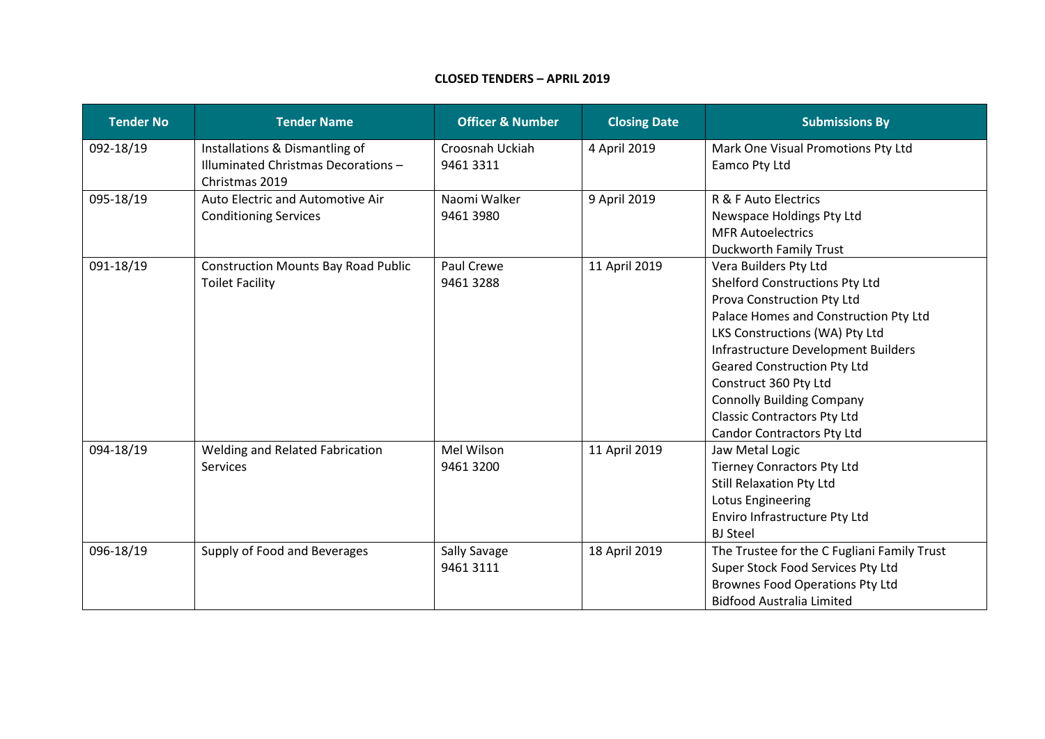**CLOSED TENDERS – APRIL 2019**

| Tender No | Tender Name | Officer & Number | Closing Date | Submissions By |
|---|---|---|---|---|
| 092-18/19 | Installations & Dismantling of Illuminated Christmas Decorations – Christmas 2019 | Croosnah Uckiah 9461 3311 | 4 April 2019 | Mark One Visual Promotions Pty Ltd<br>Eamco Pty Ltd |
| 095-18/19 | Auto Electric and Automotive Air Conditioning Services | Naomi Walker 9461 3980 | 9 April 2019 | R & F Auto Electrics<br>Newspace Holdings Pty Ltd<br>MFR Autoelectrics<br>Duckworth Family Trust |
| 091-18/19 | Construction Mounts Bay Road Public Toilet Facility | Paul Crewe 9461 3288 | 11 April 2019 | Vera Builders Pty Ltd<br>Shelford Constructions Pty Ltd<br>Prova Construction Pty Ltd<br>Palace Homes and Construction Pty Ltd<br>LKS Constructions (WA) Pty Ltd<br>Infrastructure Development Builders<br>Geared Construction Pty Ltd<br>Construct 360 Pty Ltd<br>Connolly Building Company<br>Classic Contractors Pty Ltd<br>Candor Contractors Pty Ltd |
| 094-18/19 | Welding and Related Fabrication Services | Mel Wilson 9461 3200 | 11 April 2019 | Jaw Metal Logic<br>Tierney Conractors Pty Ltd<br>Still Relaxation Pty Ltd<br>Lotus Engineering<br>Enviro Infrastructure Pty Ltd<br>BJ Steel |
| 096-18/19 | Supply of Food and Beverages | Sally Savage 9461 3111 | 18 April 2019 | The Trustee for the C Fugliani Family Trust<br>Super Stock Food Services Pty Ltd<br>Brownes Food Operations Pty Ltd<br>Bidfood Australia Limited |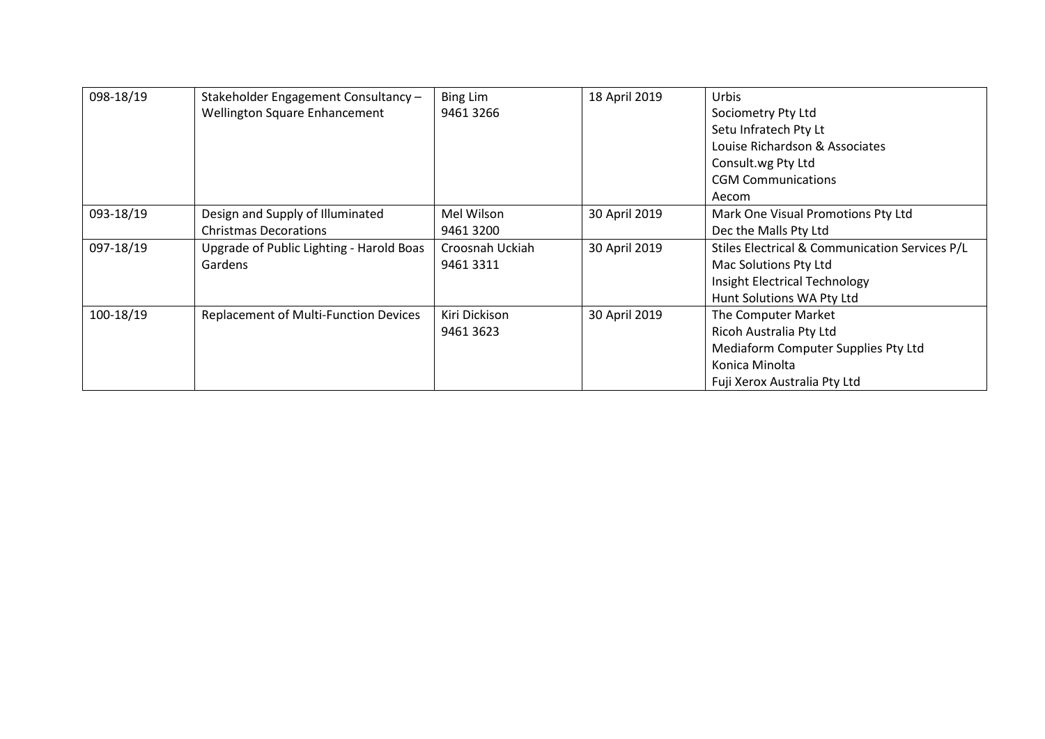| | | | | |
|---|---|---|---|---|
| 098-18/19 | Stakeholder Engagement Consultancy – Wellington Square Enhancement | Bing Lim<br>9461 3266 | 18 April 2019 | Urbis<br>Sociometry Pty Ltd<br>Setu Infratech Pty Lt<br>Louise Richardson & Associates<br>Consult.wg Pty Ltd<br>CGM Communications<br>Aecom |
| 093-18/19 | Design and Supply of Illuminated Christmas Decorations | Mel Wilson<br>9461 3200 | 30 April 2019 | Mark One Visual Promotions Pty Ltd<br>Dec the Malls Pty Ltd |
| 097-18/19 | Upgrade of Public Lighting - Harold Boas Gardens | Croosnah Uckiah<br>9461 3311 | 30 April 2019 | Stiles Electrical & Communication Services P/L<br>Mac Solutions Pty Ltd<br>Insight Electrical Technology<br>Hunt Solutions WA Pty Ltd |
| 100-18/19 | Replacement of Multi-Function Devices | Kiri Dickison<br>9461 3623 | 30 April 2019 | The Computer Market<br>Ricoh Australia Pty Ltd<br>Mediaform Computer Supplies Pty Ltd<br>Konica Minolta<br>Fuji Xerox Australia Pty Ltd |